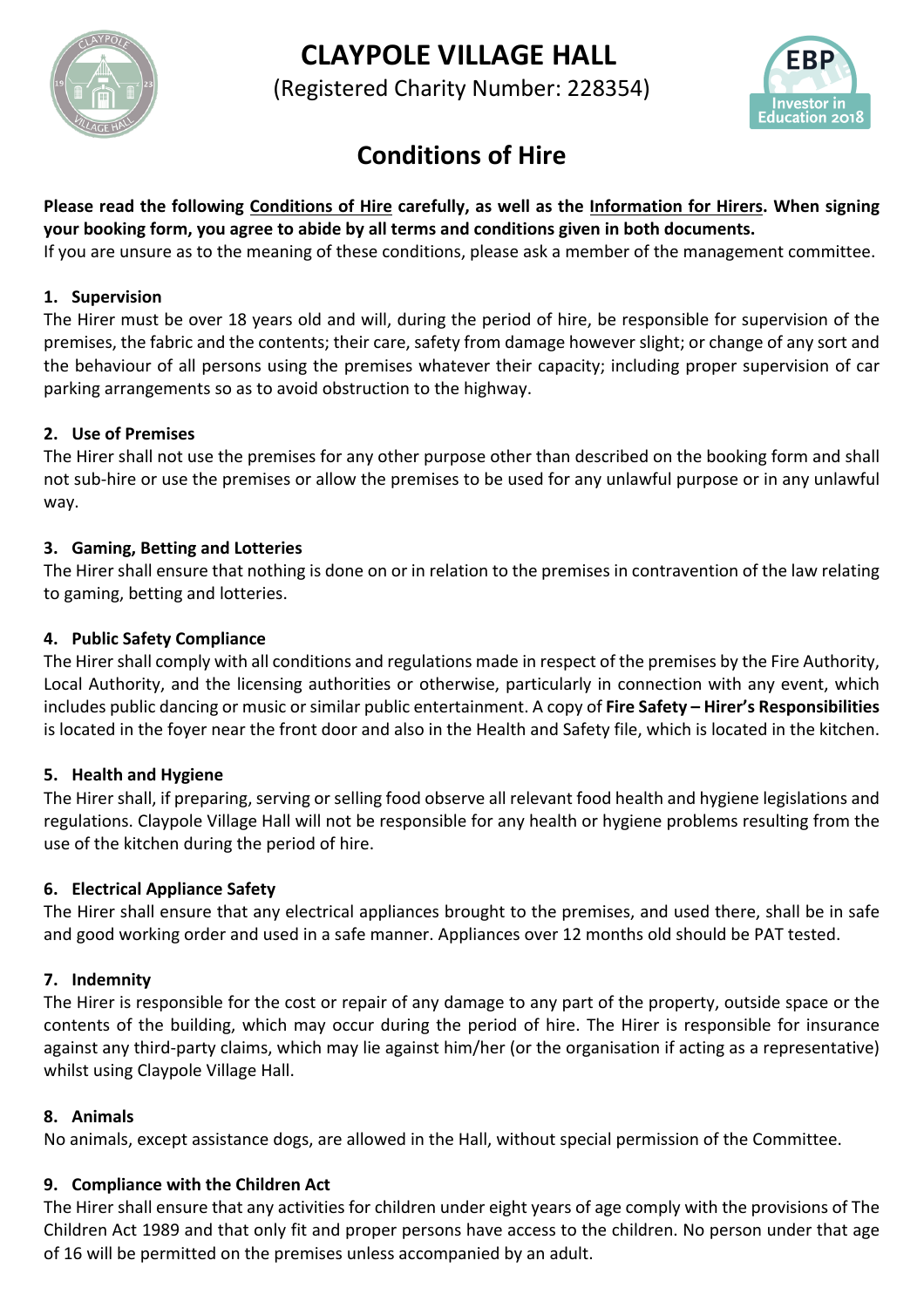# CLAYPOLE VILLAGE HALL

(Registered Charity Number: 228354)

## Conditions of Hire

**Please read the following Conditions of Hire carefully, as well as the Information for Hirers. When signing your booking form, you agree to abide by all terms and conditions given in both documents.**
If you are unsure as to the meaning of these conditions, please ask a member of the management committee.

### 1. Supervision

The Hirer must be over 18 years old and will, during the period of hire, be responsible for supervision of the premises, the fabric and the contents; their care, safety from damage however slight; or change of any sort and the behaviour of all persons using the premises whatever their capacity; including proper supervision of car parking arrangements so as to avoid obstruction to the highway.

### 2. Use of Premises

The Hirer shall not use the premises for any other purpose other than described on the booking form and shall not sub-hire or use the premises or allow the premises to be used for any unlawful purpose or in any unlawful way.

### 3. Gaming, Betting and Lotteries

The Hirer shall ensure that nothing is done on or in relation to the premises in contravention of the law relating to gaming, betting and lotteries.

### 4. Public Safety Compliance

The Hirer shall comply with all conditions and regulations made in respect of the premises by the Fire Authority, Local Authority, and the licensing authorities or otherwise, particularly in connection with any event, which includes public dancing or music or similar public entertainment. A copy of **Fire Safety – Hirer's Responsibilities** is located in the foyer near the front door and also in the Health and Safety file, which is located in the kitchen.

### 5. Health and Hygiene

The Hirer shall, if preparing, serving or selling food observe all relevant food health and hygiene legislations and regulations. Claypole Village Hall will not be responsible for any health or hygiene problems resulting from the use of the kitchen during the period of hire.

### 6. Electrical Appliance Safety

The Hirer shall ensure that any electrical appliances brought to the premises, and used there, shall be in safe and good working order and used in a safe manner. Appliances over 12 months old should be PAT tested.

### 7. Indemnity

The Hirer is responsible for the cost or repair of any damage to any part of the property, outside space or the contents of the building, which may occur during the period of hire. The Hirer is responsible for insurance against any third-party claims, which may lie against him/her (or the organisation if acting as a representative) whilst using Claypole Village Hall.

### 8. Animals

No animals, except assistance dogs, are allowed in the Hall, without special permission of the Committee.

### 9. Compliance with the Children Act

The Hirer shall ensure that any activities for children under eight years of age comply with the provisions of The Children Act 1989 and that only fit and proper persons have access to the children. No person under that age of 16 will be permitted on the premises unless accompanied by an adult.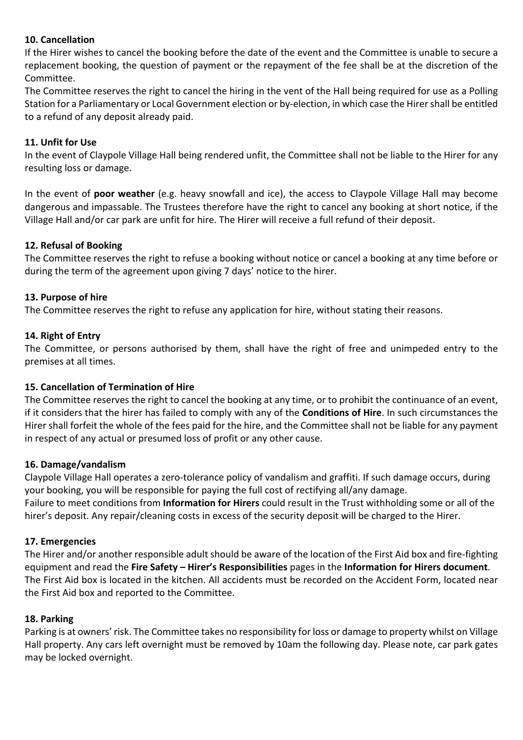**10. Cancellation**

If the Hirer wishes to cancel the booking before the date of the event and the Committee is unable to secure a replacement booking, the question of payment or the repayment of the fee shall be at the discretion of the Committee.

The Committee reserves the right to cancel the hiring in the vent of the Hall being required for use as a Polling Station for a Parliamentary or Local Government election or by-election, in which case the Hirer shall be entitled to a refund of any deposit already paid.

**11. Unfit for Use**

In the event of Claypole Village Hall being rendered unfit, the Committee shall not be liable to the Hirer for any resulting loss or damage.

In the event of **poor weather** (e.g. heavy snowfall and ice), the access to Claypole Village Hall may become dangerous and impassable. The Trustees therefore have the right to cancel any booking at short notice, if the Village Hall and/or car park are unfit for hire. The Hirer will receive a full refund of their deposit.

**12. Refusal of Booking**

The Committee reserves the right to refuse a booking without notice or cancel a booking at any time before or during the term of the agreement upon giving 7 days' notice to the hirer.

**13. Purpose of hire**

The Committee reserves the right to refuse any application for hire, without stating their reasons.

**14. Right of Entry**

The Committee, or persons authorised by them, shall have the right of free and unimpeded entry to the premises at all times.

**15. Cancellation of Termination of Hire**

The Committee reserves the right to cancel the booking at any time, or to prohibit the continuance of an event, if it considers that the hirer has failed to comply with any of the **Conditions of Hire**. In such circumstances the Hirer shall forfeit the whole of the fees paid for the hire, and the Committee shall not be liable for any payment in respect of any actual or presumed loss of profit or any other cause.

**16. Damage/vandalism**

Claypole Village Hall operates a zero-tolerance policy of vandalism and graffiti. If such damage occurs, during your booking, you will be responsible for paying the full cost of rectifying all/any damage.

Failure to meet conditions from **Information for Hirers** could result in the Trust withholding some or all of the hirer's deposit. Any repair/cleaning costs in excess of the security deposit will be charged to the Hirer.

**17. Emergencies**

The Hirer and/or another responsible adult should be aware of the location of the First Aid box and fire-fighting equipment and read the **Fire Safety – Hirer's Responsibilities** pages in the **Information for Hirers document**. The First Aid box is located in the kitchen. All accidents must be recorded on the Accident Form, located near the First Aid box and reported to the Committee.

**18. Parking**

Parking is at owners' risk. The Committee takes no responsibility for loss or damage to property whilst on Village Hall property. Any cars left overnight must be removed by 10am the following day. Please note, car park gates may be locked overnight.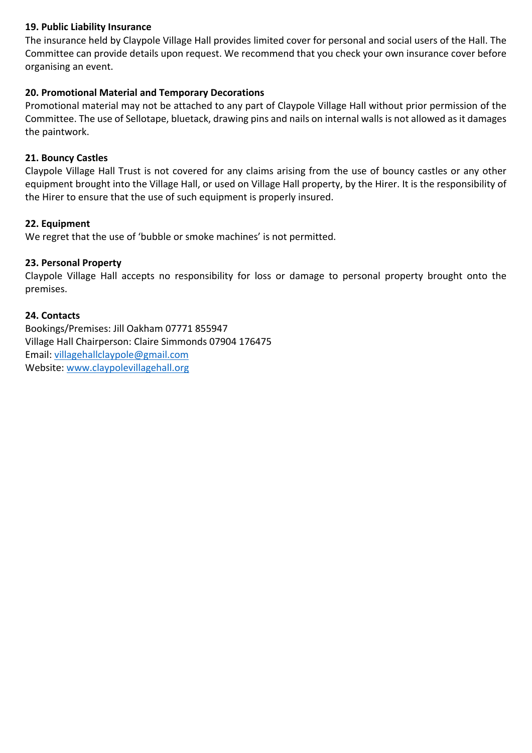**19. Public Liability Insurance**

The insurance held by Claypole Village Hall provides limited cover for personal and social users of the Hall. The Committee can provide details upon request. We recommend that you check your own insurance cover before organising an event.

**20. Promotional Material and Temporary Decorations**

Promotional material may not be attached to any part of Claypole Village Hall without prior permission of the Committee. The use of Sellotape, bluetack, drawing pins and nails on internal walls is not allowed as it damages the paintwork.

**21. Bouncy Castles**

Claypole Village Hall Trust is not covered for any claims arising from the use of bouncy castles or any other equipment brought into the Village Hall, or used on Village Hall property, by the Hirer. It is the responsibility of the Hirer to ensure that the use of such equipment is properly insured.

**22. Equipment**

We regret that the use of 'bubble or smoke machines' is not permitted.

**23. Personal Property**

Claypole Village Hall accepts no responsibility for loss or damage to personal property brought onto the premises.

**24. Contacts**

Bookings/Premises: Jill Oakham 07771 855947
Village Hall Chairperson: Claire Simmonds 07904 176475
Email: villagehallclaypole@gmail.com
Website: www.claypolevillagehall.org